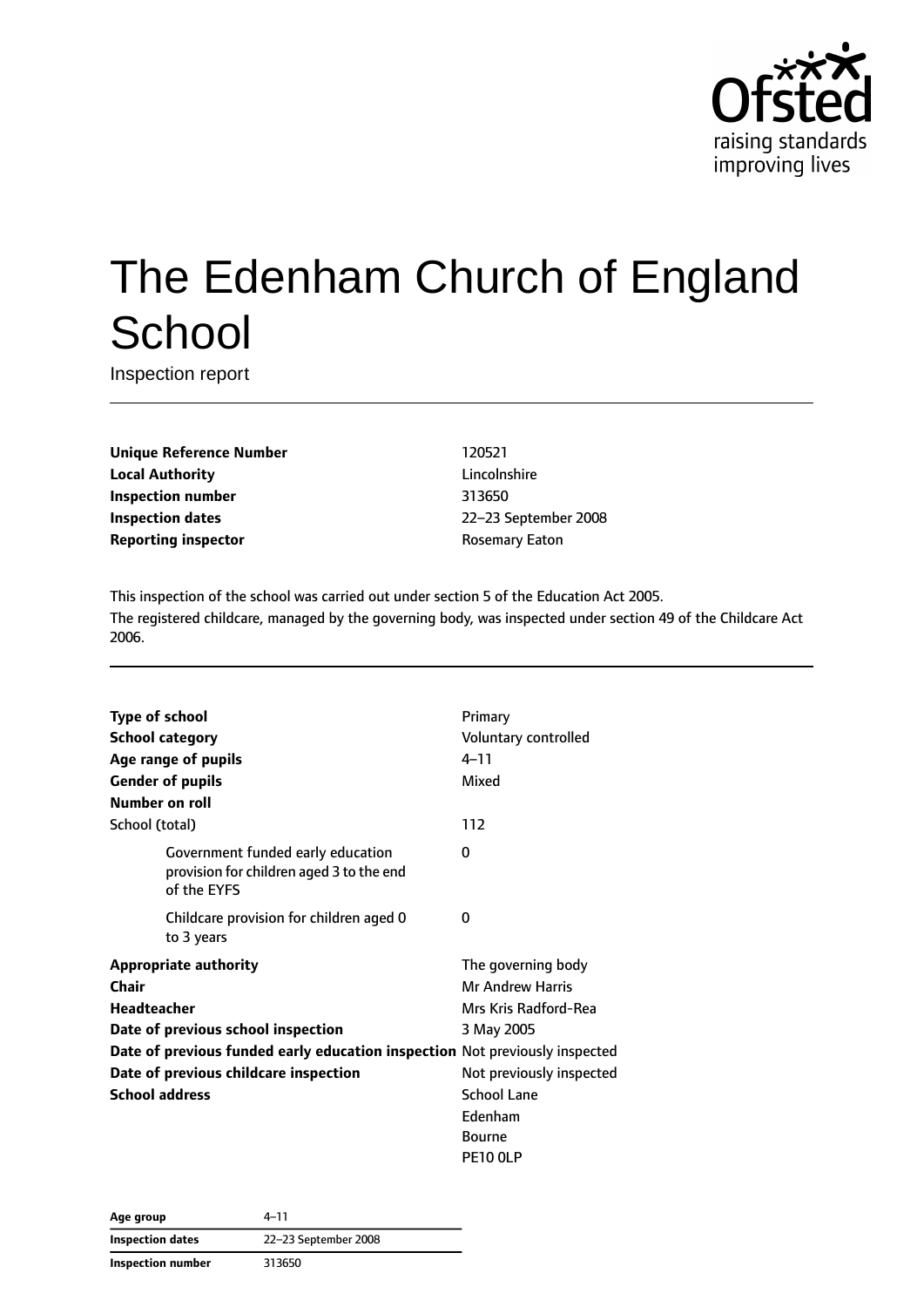# The Edenham Church of England School

Inspection report

| | |
|---|---|
| **Unique Reference Number** | 120521 |
| **Local Authority** | Lincolnshire |
| **Inspection number** | 313650 |
| **Inspection dates** | 22–23 September 2008 |
| **Reporting inspector** | Rosemary Eaton |

This inspection of the school was carried out under section 5 of the Education Act 2005.
The registered childcare, managed by the governing body, was inspected under section 49 of the Childcare Act 2006.

| | |
|---|---|
| **Type of school** | Primary |
| **School category** | Voluntary controlled |
| **Age range of pupils** | 4–11 |
| **Gender of pupils** | Mixed |
| **Number on roll** | |
| School (total) | 112 |
| Government funded early education provision for children aged 3 to the end of the EYFS | 0 |
| Childcare provision for children aged 0 to 3 years | 0 |
| **Appropriate authority** | The governing body |
| **Chair** | Mr Andrew Harris |
| **Headteacher** | Mrs Kris Radford-Rea |
| **Date of previous school inspection** | 3 May 2005 |
| **Date of previous funded early education inspection** | Not previously inspected |
| **Date of previous childcare inspection** | Not previously inspected |
| **School address** | School Lane<br>Edenham<br>Bourne<br>PE10 0LP |

| | |
|---|---|
| **Age group** | 4–11 |
| **Inspection dates** | 22–23 September 2008 |
| **Inspection number** | 313650 |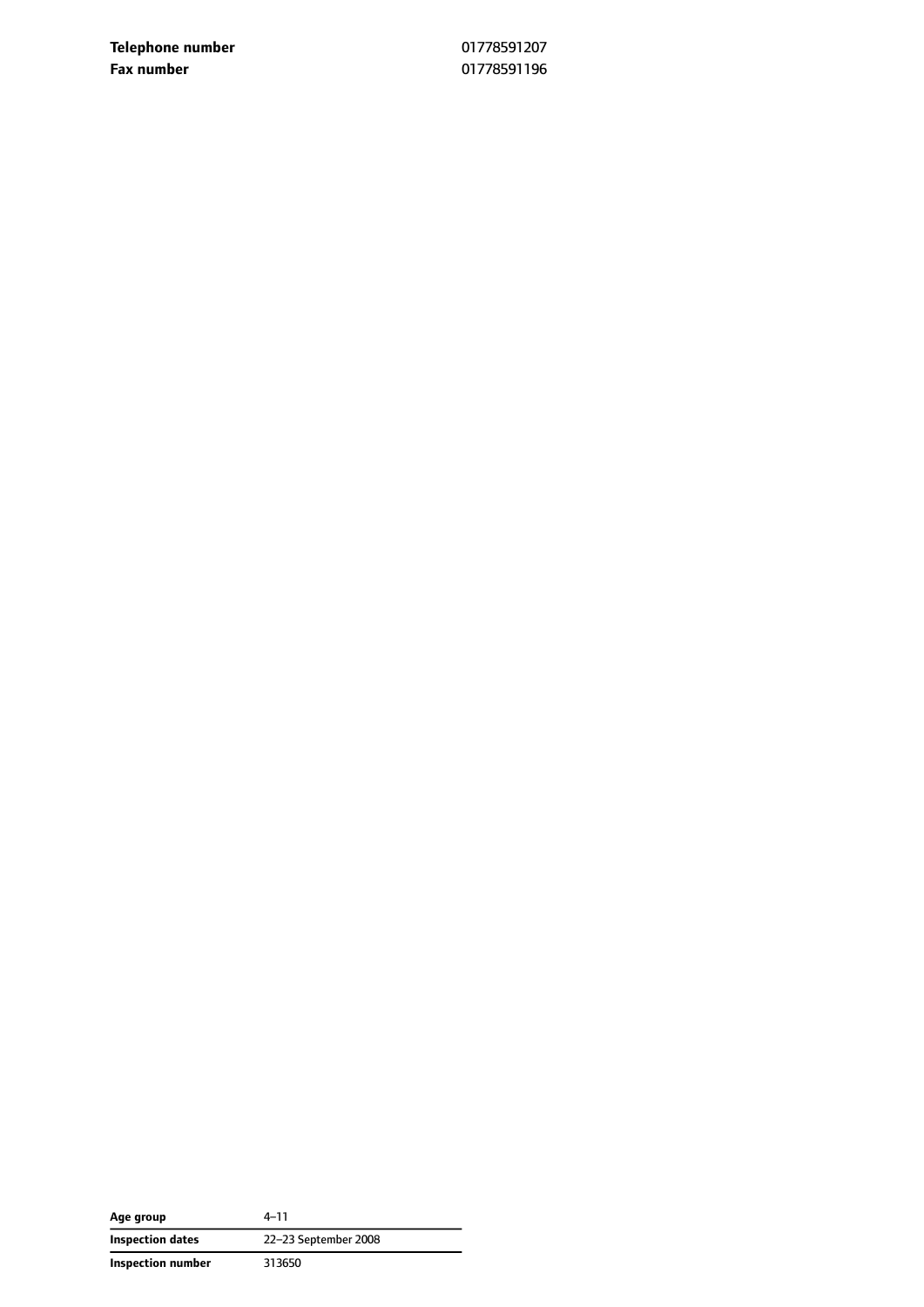| | |
|---|---|
| **Telephone number** | 01778591207 |
| **Fax number** | 01778591196 |

| | |
|---|---|
| **Age group** | 4–11 |
| **Inspection dates** | 22–23 September 2008 |
| **Inspection number** | 313650 |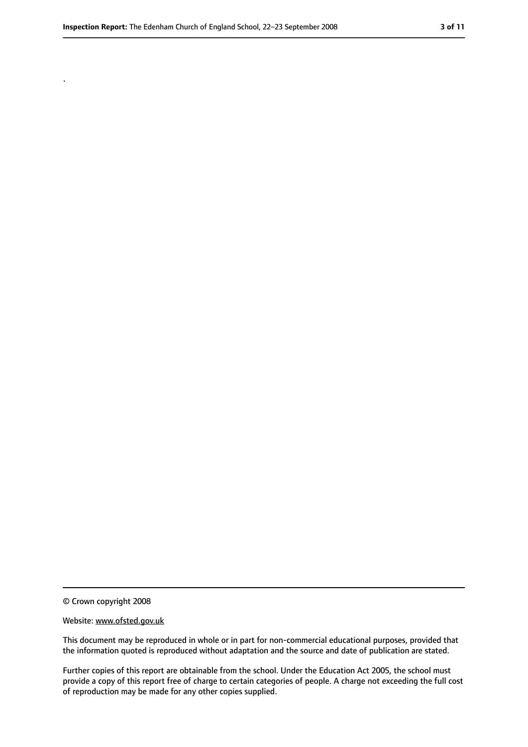.

© Crown copyright 2008

Website: www.ofsted.gov.uk

This document may be reproduced in whole or in part for non-commercial educational purposes, provided that the information quoted is reproduced without adaptation and the source and date of publication are stated.

Further copies of this report are obtainable from the school. Under the Education Act 2005, the school must provide a copy of this report free of charge to certain categories of people. A charge not exceeding the full cost of reproduction may be made for any other copies supplied.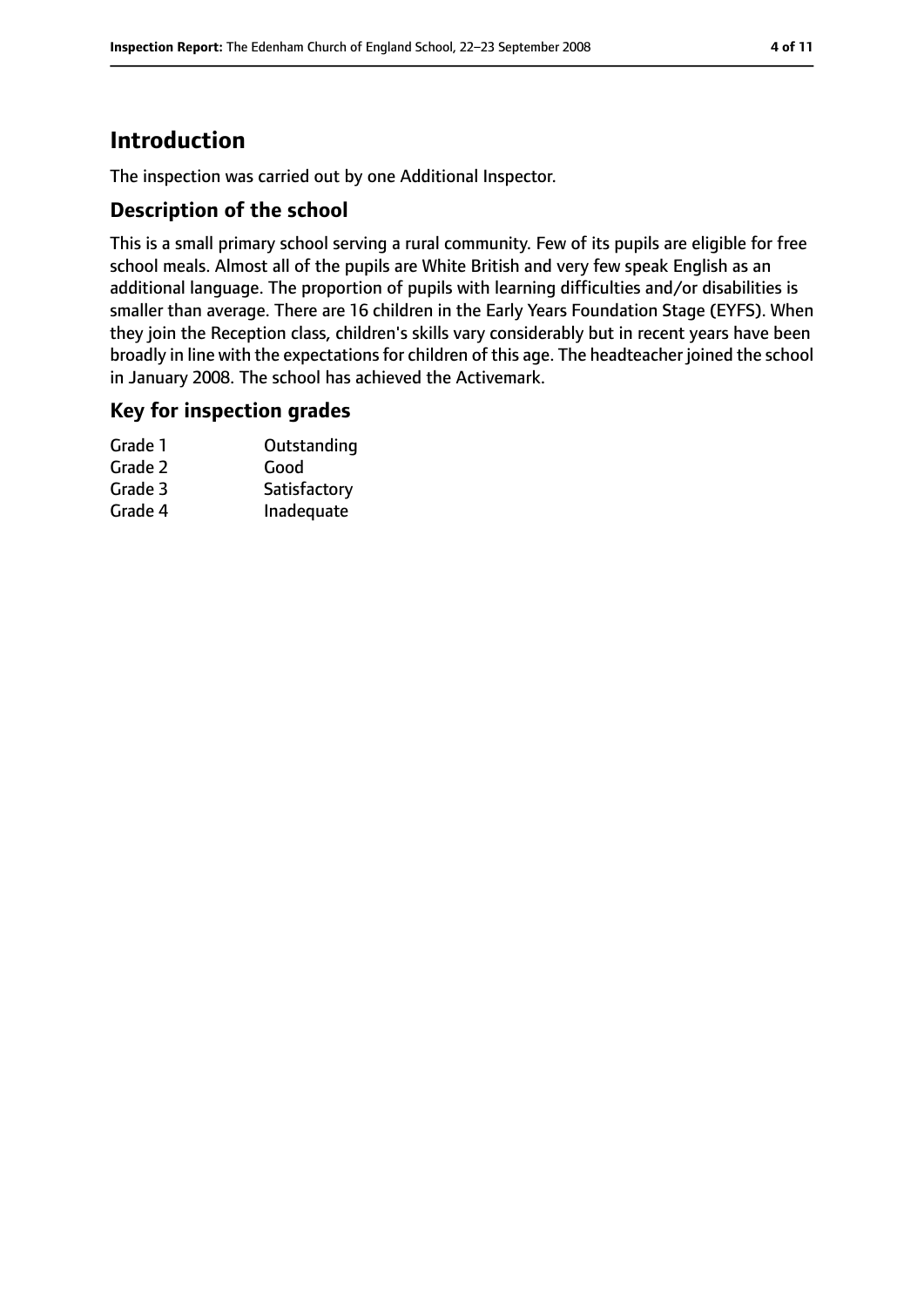# Introduction

The inspection was carried out by one Additional Inspector.

## Description of the school

This is a small primary school serving a rural community. Few of its pupils are eligible for free school meals. Almost all of the pupils are White British and very few speak English as an additional language. The proportion of pupils with learning difficulties and/or disabilities is smaller than average. There are 16 children in the Early Years Foundation Stage (EYFS). When they join the Reception class, children's skills vary considerably but in recent years have been broadly in line with the expectations for children of this age. The headteacher joined the school in January 2008. The school has achieved the Activemark.

## Key for inspection grades

| | |
|---|---|
| Grade 1 | Outstanding |
| Grade 2 | Good |
| Grade 3 | Satisfactory |
| Grade 4 | Inadequate |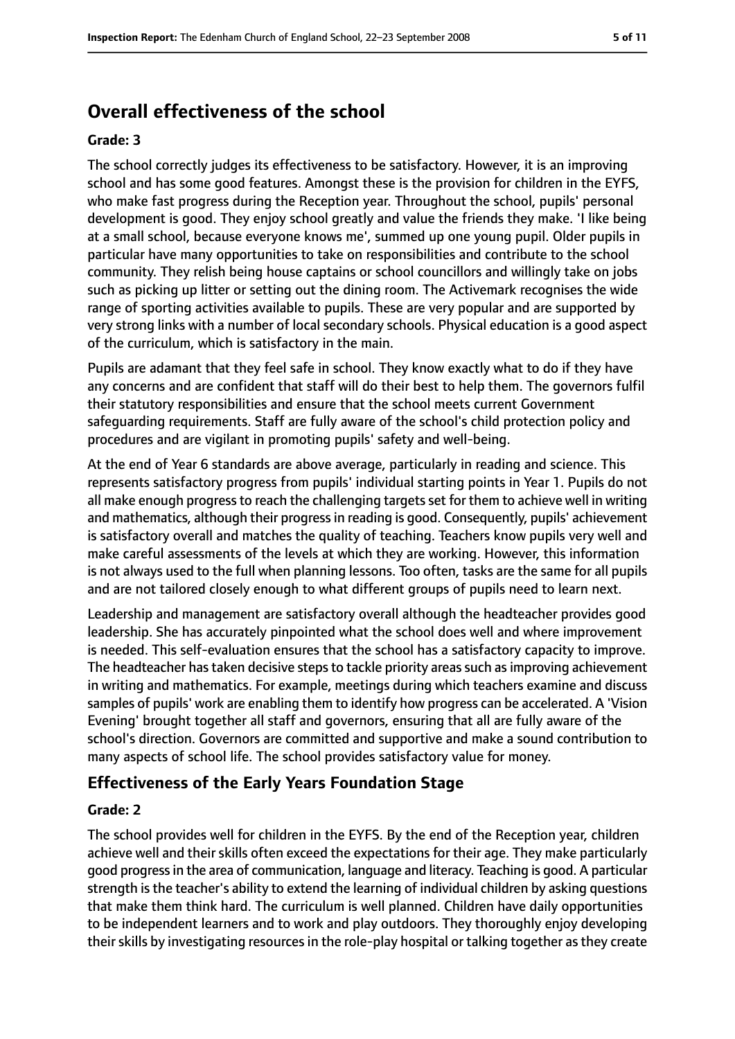## Overall effectiveness of the school

**Grade: 3**

The school correctly judges its effectiveness to be satisfactory. However, it is an improving school and has some good features. Amongst these is the provision for children in the EYFS, who make fast progress during the Reception year. Throughout the school, pupils' personal development is good. They enjoy school greatly and value the friends they make. 'I like being at a small school, because everyone knows me', summed up one young pupil. Older pupils in particular have many opportunities to take on responsibilities and contribute to the school community. They relish being house captains or school councillors and willingly take on jobs such as picking up litter or setting out the dining room. The Activemark recognises the wide range of sporting activities available to pupils. These are very popular and are supported by very strong links with a number of local secondary schools. Physical education is a good aspect of the curriculum, which is satisfactory in the main.

Pupils are adamant that they feel safe in school. They know exactly what to do if they have any concerns and are confident that staff will do their best to help them. The governors fulfil their statutory responsibilities and ensure that the school meets current Government safeguarding requirements. Staff are fully aware of the school's child protection policy and procedures and are vigilant in promoting pupils' safety and well-being.

At the end of Year 6 standards are above average, particularly in reading and science. This represents satisfactory progress from pupils' individual starting points in Year 1. Pupils do not all make enough progress to reach the challenging targets set for them to achieve well in writing and mathematics, although their progress in reading is good. Consequently, pupils' achievement is satisfactory overall and matches the quality of teaching. Teachers know pupils very well and make careful assessments of the levels at which they are working. However, this information is not always used to the full when planning lessons. Too often, tasks are the same for all pupils and are not tailored closely enough to what different groups of pupils need to learn next.

Leadership and management are satisfactory overall although the headteacher provides good leadership. She has accurately pinpointed what the school does well and where improvement is needed. This self-evaluation ensures that the school has a satisfactory capacity to improve. The headteacher has taken decisive steps to tackle priority areas such as improving achievement in writing and mathematics. For example, meetings during which teachers examine and discuss samples of pupils' work are enabling them to identify how progress can be accelerated. A 'Vision Evening' brought together all staff and governors, ensuring that all are fully aware of the school's direction. Governors are committed and supportive and make a sound contribution to many aspects of school life. The school provides satisfactory value for money.

### Effectiveness of the Early Years Foundation Stage

**Grade: 2**

The school provides well for children in the EYFS. By the end of the Reception year, children achieve well and their skills often exceed the expectations for their age. They make particularly good progress in the area of communication, language and literacy. Teaching is good. A particular strength is the teacher's ability to extend the learning of individual children by asking questions that make them think hard. The curriculum is well planned. Children have daily opportunities to be independent learners and to work and play outdoors. They thoroughly enjoy developing their skills by investigating resources in the role-play hospital or talking together as they create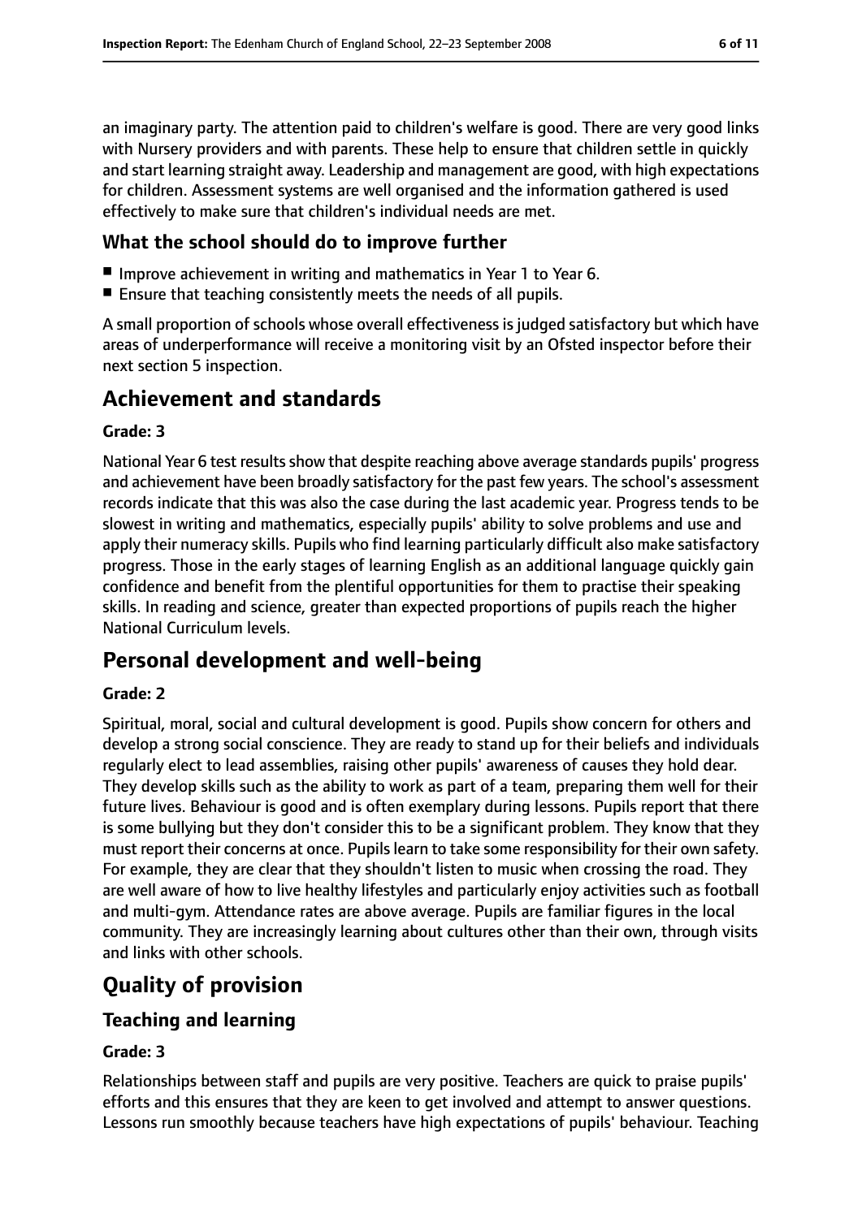an imaginary party. The attention paid to children's welfare is good. There are very good links with Nursery providers and with parents. These help to ensure that children settle in quickly and start learning straight away. Leadership and management are good, with high expectations for children. Assessment systems are well organised and the information gathered is used effectively to make sure that children's individual needs are met.

### What the school should do to improve further

- Improve achievement in writing and mathematics in Year 1 to Year 6.
- Ensure that teaching consistently meets the needs of all pupils.

A small proportion of schools whose overall effectiveness is judged satisfactory but which have areas of underperformance will receive a monitoring visit by an Ofsted inspector before their next section 5 inspection.

## Achievement and standards

#### Grade: 3

National Year 6 test results show that despite reaching above average standards pupils' progress and achievement have been broadly satisfactory for the past few years. The school's assessment records indicate that this was also the case during the last academic year. Progress tends to be slowest in writing and mathematics, especially pupils' ability to solve problems and use and apply their numeracy skills. Pupils who find learning particularly difficult also make satisfactory progress. Those in the early stages of learning English as an additional language quickly gain confidence and benefit from the plentiful opportunities for them to practise their speaking skills. In reading and science, greater than expected proportions of pupils reach the higher National Curriculum levels.

## Personal development and well-being

#### Grade: 2

Spiritual, moral, social and cultural development is good. Pupils show concern for others and develop a strong social conscience. They are ready to stand up for their beliefs and individuals regularly elect to lead assemblies, raising other pupils' awareness of causes they hold dear. They develop skills such as the ability to work as part of a team, preparing them well for their future lives. Behaviour is good and is often exemplary during lessons. Pupils report that there is some bullying but they don't consider this to be a significant problem. They know that they must report their concerns at once. Pupils learn to take some responsibility for their own safety. For example, they are clear that they shouldn't listen to music when crossing the road. They are well aware of how to live healthy lifestyles and particularly enjoy activities such as football and multi-gym. Attendance rates are above average. Pupils are familiar figures in the local community. They are increasingly learning about cultures other than their own, through visits and links with other schools.

## Quality of provision

### Teaching and learning

#### Grade: 3

Relationships between staff and pupils are very positive. Teachers are quick to praise pupils' efforts and this ensures that they are keen to get involved and attempt to answer questions. Lessons run smoothly because teachers have high expectations of pupils' behaviour. Teaching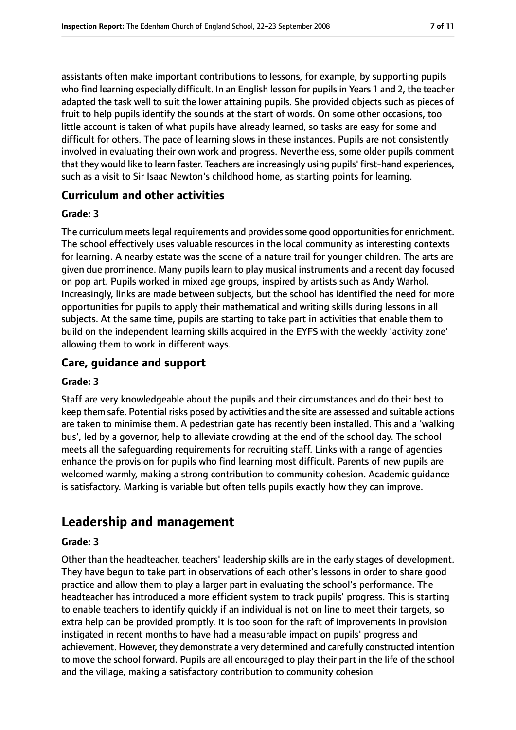assistants often make important contributions to lessons, for example, by supporting pupils who find learning especially difficult. In an English lesson for pupils in Years 1 and 2, the teacher adapted the task well to suit the lower attaining pupils. She provided objects such as pieces of fruit to help pupils identify the sounds at the start of words. On some other occasions, too little account is taken of what pupils have already learned, so tasks are easy for some and difficult for others. The pace of learning slows in these instances. Pupils are not consistently involved in evaluating their own work and progress. Nevertheless, some older pupils comment that they would like to learn faster. Teachers are increasingly using pupils' first-hand experiences, such as a visit to Sir Isaac Newton's childhood home, as starting points for learning.

### Curriculum and other activities

#### Grade: 3

The curriculum meets legal requirements and provides some good opportunities for enrichment. The school effectively uses valuable resources in the local community as interesting contexts for learning. A nearby estate was the scene of a nature trail for younger children. The arts are given due prominence. Many pupils learn to play musical instruments and a recent day focused on pop art. Pupils worked in mixed age groups, inspired by artists such as Andy Warhol. Increasingly, links are made between subjects, but the school has identified the need for more opportunities for pupils to apply their mathematical and writing skills during lessons in all subjects. At the same time, pupils are starting to take part in activities that enable them to build on the independent learning skills acquired in the EYFS with the weekly 'activity zone' allowing them to work in different ways.

### Care, guidance and support

#### Grade: 3

Staff are very knowledgeable about the pupils and their circumstances and do their best to keep them safe. Potential risks posed by activities and the site are assessed and suitable actions are taken to minimise them. A pedestrian gate has recently been installed. This and a 'walking bus', led by a governor, help to alleviate crowding at the end of the school day. The school meets all the safeguarding requirements for recruiting staff. Links with a range of agencies enhance the provision for pupils who find learning most difficult. Parents of new pupils are welcomed warmly, making a strong contribution to community cohesion. Academic guidance is satisfactory. Marking is variable but often tells pupils exactly how they can improve.

## Leadership and management

#### Grade: 3

Other than the headteacher, teachers' leadership skills are in the early stages of development. They have begun to take part in observations of each other's lessons in order to share good practice and allow them to play a larger part in evaluating the school's performance. The headteacher has introduced a more efficient system to track pupils' progress. This is starting to enable teachers to identify quickly if an individual is not on line to meet their targets, so extra help can be provided promptly. It is too soon for the raft of improvements in provision instigated in recent months to have had a measurable impact on pupils' progress and achievement. However, they demonstrate a very determined and carefully constructed intention to move the school forward. Pupils are all encouraged to play their part in the life of the school and the village, making a satisfactory contribution to community cohesion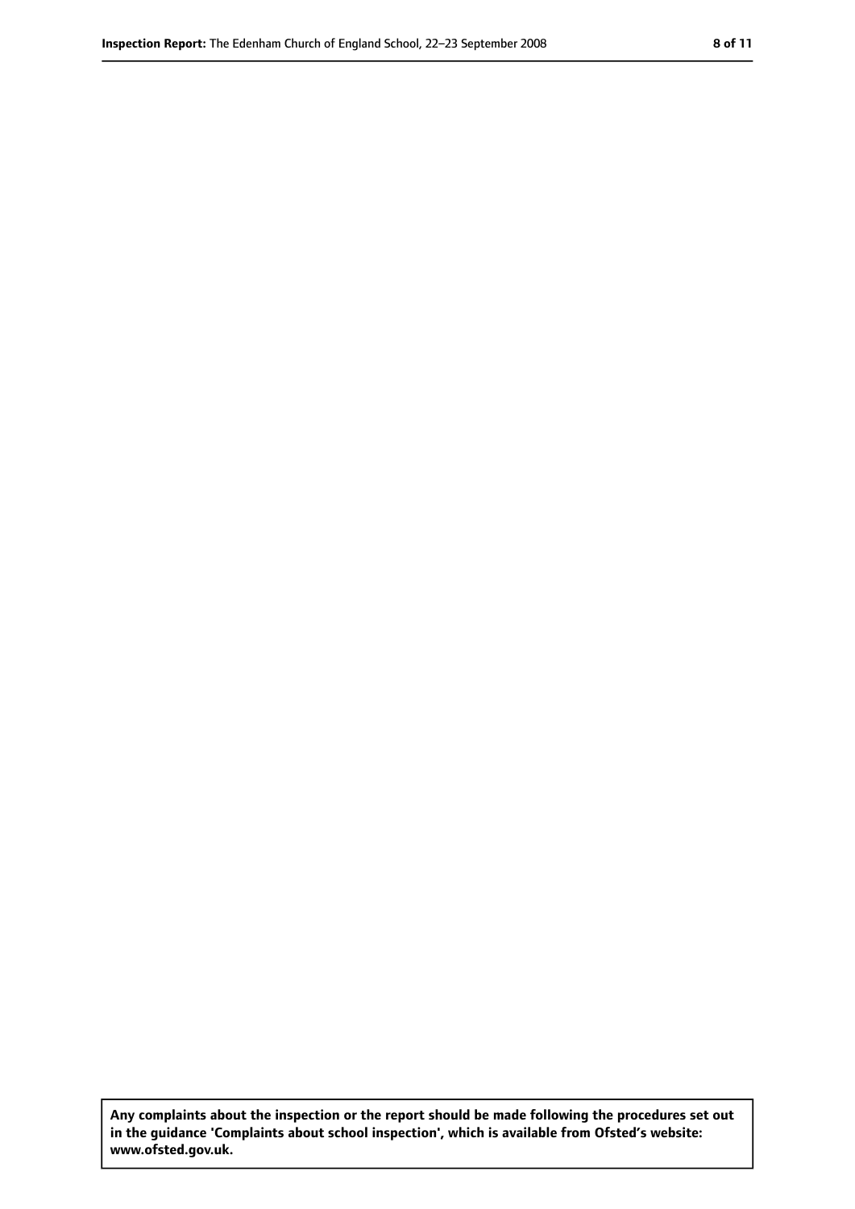**Any complaints about the inspection or the report should be made following the procedures set out in the guidance 'Complaints about school inspection', which is available from Ofsted's website: www.ofsted.gov.uk.**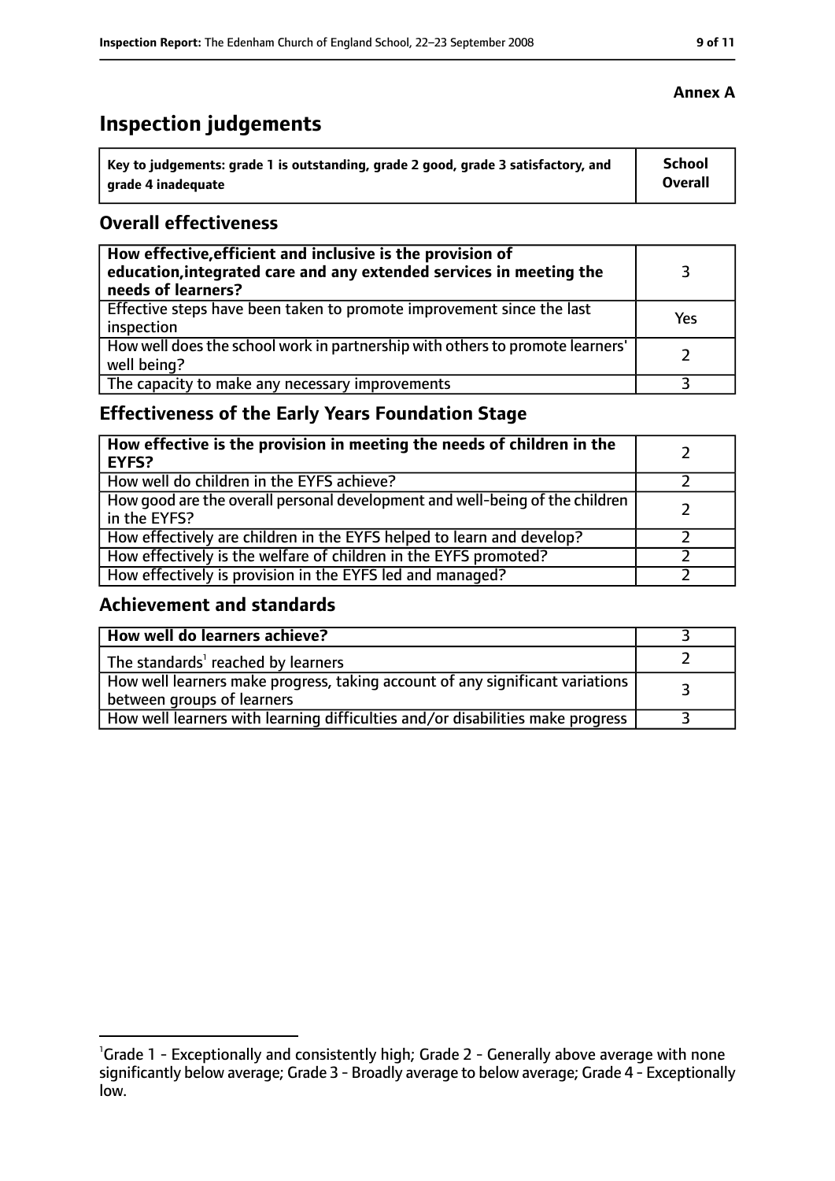**Annex A**

# Inspection judgements

| Key to judgements: grade 1 is outstanding, grade 2 good, grade 3 satisfactory, and grade 4 inadequate | School Overall |
|---|---|

## Overall effectiveness

| | |
|---|---|
| **How effective, efficient and inclusive is the provision of education, integrated care and any extended services in meeting the needs of learners?** | 3 |
| Effective steps have been taken to promote improvement since the last inspection | Yes |
| How well does the school work in partnership with others to promote learners' well being? | 2 |
| The capacity to make any necessary improvements | 3 |

## Effectiveness of the Early Years Foundation Stage

| | |
|---|---|
| **How effective is the provision in meeting the needs of children in the EYFS?** | 2 |
| How well do children in the EYFS achieve? | 2 |
| How good are the overall personal development and well-being of the children in the EYFS? | 2 |
| How effectively are children in the EYFS helped to learn and develop? | 2 |
| How effectively is the welfare of children in the EYFS promoted? | 2 |
| How effectively is provision in the EYFS led and managed? | 2 |

## Achievement and standards

| | |
|---|---|
| **How well do learners achieve?** | 3 |
| The standards[1] reached by learners | 2 |
| How well learners make progress, taking account of any significant variations between groups of learners | 3 |
| How well learners with learning difficulties and/or disabilities make progress | 3 |

[1]Grade 1 - Exceptionally and consistently high; Grade 2 - Generally above average with none significantly below average; Grade 3 - Broadly average to below average; Grade 4 - Exceptionally low.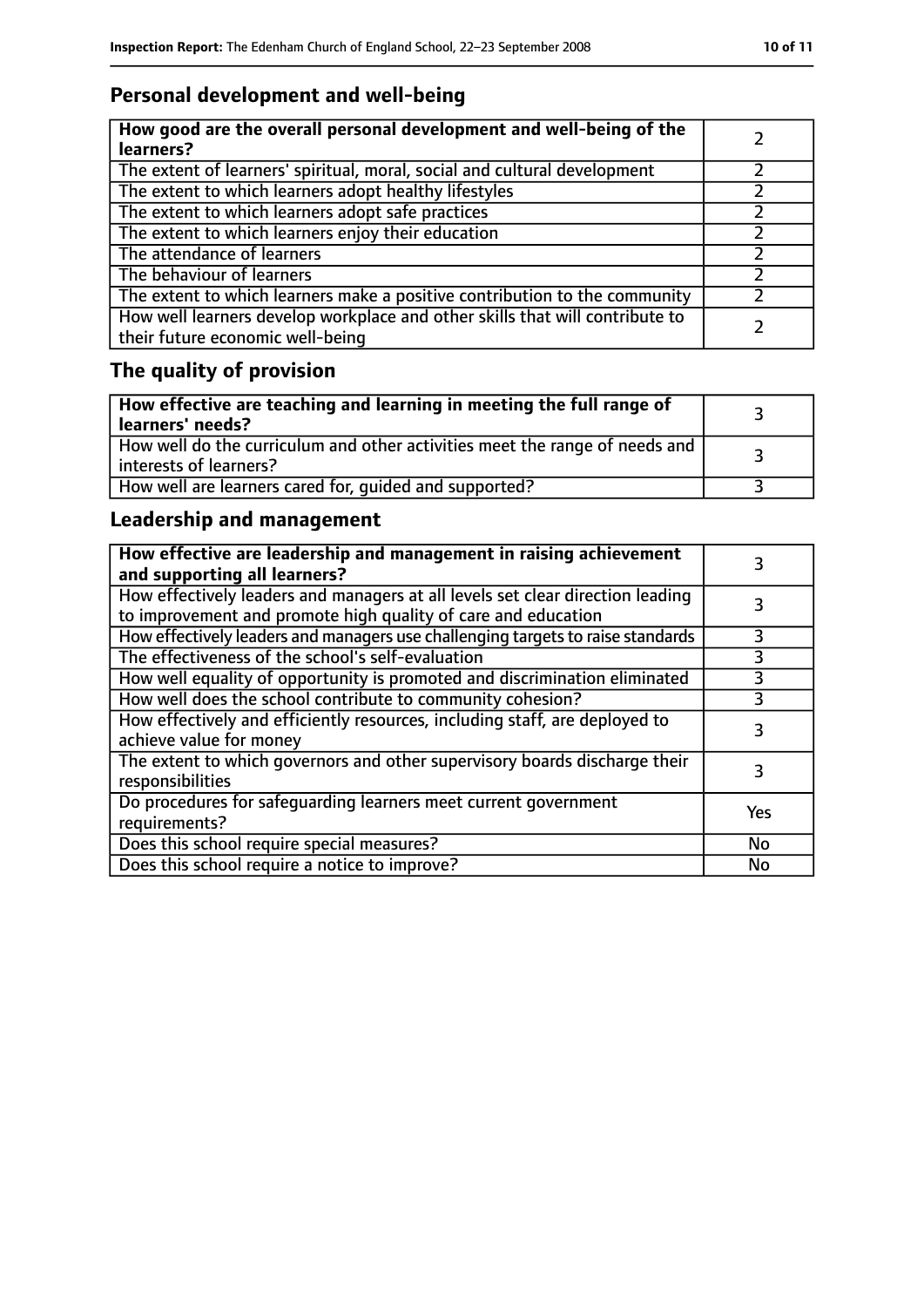## Personal development and well-being

| How good are the overall personal development and well-being of the learners? | 2 |
|---|---|
| The extent of learners' spiritual, moral, social and cultural development | 2 |
| The extent to which learners adopt healthy lifestyles | 2 |
| The extent to which learners adopt safe practices | 2 |
| The extent to which learners enjoy their education | 2 |
| The attendance of learners | 2 |
| The behaviour of learners | 2 |
| The extent to which learners make a positive contribution to the community | 2 |
| How well learners develop workplace and other skills that will contribute to their future economic well-being | 2 |

## The quality of provision

| How effective are teaching and learning in meeting the full range of learners' needs? | 3 |
|---|---|
| How well do the curriculum and other activities meet the range of needs and interests of learners? | 3 |
| How well are learners cared for, guided and supported? | 3 |

## Leadership and management

| How effective are leadership and management in raising achievement and supporting all learners? | 3 |
|---|---|
| How effectively leaders and managers at all levels set clear direction leading to improvement and promote high quality of care and education | 3 |
| How effectively leaders and managers use challenging targets to raise standards | 3 |
| The effectiveness of the school's self-evaluation | 3 |
| How well equality of opportunity is promoted and discrimination eliminated | 3 |
| How well does the school contribute to community cohesion? | 3 |
| How effectively and efficiently resources, including staff, are deployed to achieve value for money | 3 |
| The extent to which governors and other supervisory boards discharge their responsibilities | 3 |
| Do procedures for safeguarding learners meet current government requirements? | Yes |
| Does this school require special measures? | No |
| Does this school require a notice to improve? | No |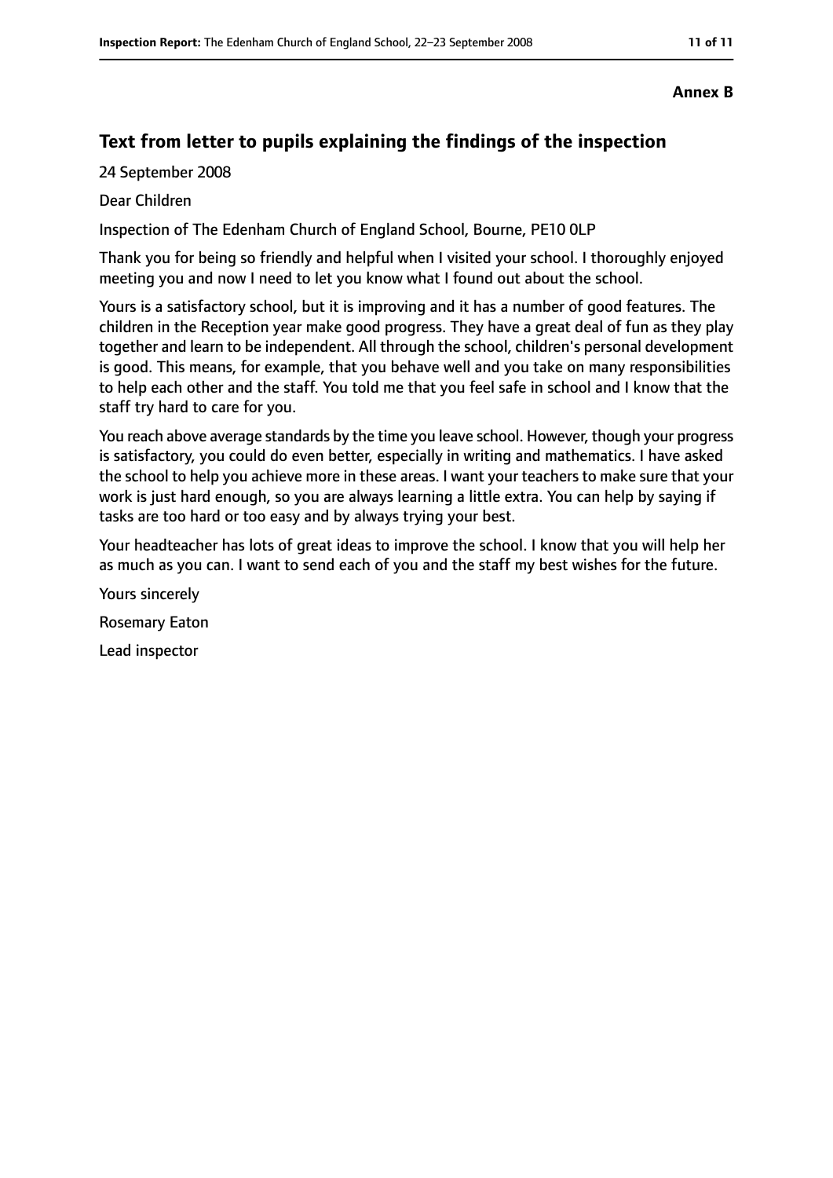**Annex B**

## Text from letter to pupils explaining the findings of the inspection

24 September 2008

Dear Children

Inspection of The Edenham Church of England School, Bourne, PE10 0LP

Thank you for being so friendly and helpful when I visited your school. I thoroughly enjoyed meeting you and now I need to let you know what I found out about the school.

Yours is a satisfactory school, but it is improving and it has a number of good features. The children in the Reception year make good progress. They have a great deal of fun as they play together and learn to be independent. All through the school, children's personal development is good. This means, for example, that you behave well and you take on many responsibilities to help each other and the staff. You told me that you feel safe in school and I know that the staff try hard to care for you.

You reach above average standards by the time you leave school. However, though your progress is satisfactory, you could do even better, especially in writing and mathematics. I have asked the school to help you achieve more in these areas. I want your teachers to make sure that your work is just hard enough, so you are always learning a little extra. You can help by saying if tasks are too hard or too easy and by always trying your best.

Your headteacher has lots of great ideas to improve the school. I know that you will help her as much as you can. I want to send each of you and the staff my best wishes for the future.

Yours sincerely

Rosemary Eaton

Lead inspector